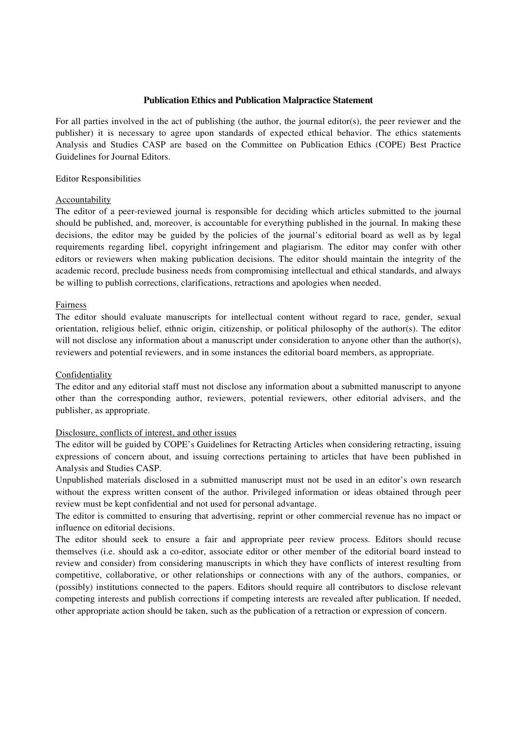# Publication Ethics and Publication Malpractice Statement

For all parties involved in the act of publishing (the author, the journal editor(s), the peer reviewer and the publisher) it is necessary to agree upon standards of expected ethical behavior. The ethics statements Analysis and Studies CASP are based on the Committee on Publication Ethics (COPE) Best Practice Guidelines for Journal Editors.

## Editor Responsibilities

### Accountability

The editor of a peer-reviewed journal is responsible for deciding which articles submitted to the journal should be published, and, moreover, is accountable for everything published in the journal. In making these decisions, the editor may be guided by the policies of the journal's editorial board as well as by legal requirements regarding libel, copyright infringement and plagiarism. The editor may confer with other editors or reviewers when making publication decisions. The editor should maintain the integrity of the academic record, preclude business needs from compromising intellectual and ethical standards, and always be willing to publish corrections, clarifications, retractions and apologies when needed.

### Fairness

The editor should evaluate manuscripts for intellectual content without regard to race, gender, sexual orientation, religious belief, ethnic origin, citizenship, or political philosophy of the author(s). The editor will not disclose any information about a manuscript under consideration to anyone other than the author(s), reviewers and potential reviewers, and in some instances the editorial board members, as appropriate.

### Confidentiality

The editor and any editorial staff must not disclose any information about a submitted manuscript to anyone other than the corresponding author, reviewers, potential reviewers, other editorial advisers, and the publisher, as appropriate.

### Disclosure, conflicts of interest, and other issues

The editor will be guided by COPE's Guidelines for Retracting Articles when considering retracting, issuing expressions of concern about, and issuing corrections pertaining to articles that have been published in Analysis and Studies CASP.

Unpublished materials disclosed in a submitted manuscript must not be used in an editor's own research without the express written consent of the author. Privileged information or ideas obtained through peer review must be kept confidential and not used for personal advantage.

The editor is committed to ensuring that advertising, reprint or other commercial revenue has no impact or influence on editorial decisions.

The editor should seek to ensure a fair and appropriate peer review process. Editors should recuse themselves (i.e. should ask a co-editor, associate editor or other member of the editorial board instead to review and consider) from considering manuscripts in which they have conflicts of interest resulting from competitive, collaborative, or other relationships or connections with any of the authors, companies, or (possibly) institutions connected to the papers. Editors should require all contributors to disclose relevant competing interests and publish corrections if competing interests are revealed after publication. If needed, other appropriate action should be taken, such as the publication of a retraction or expression of concern.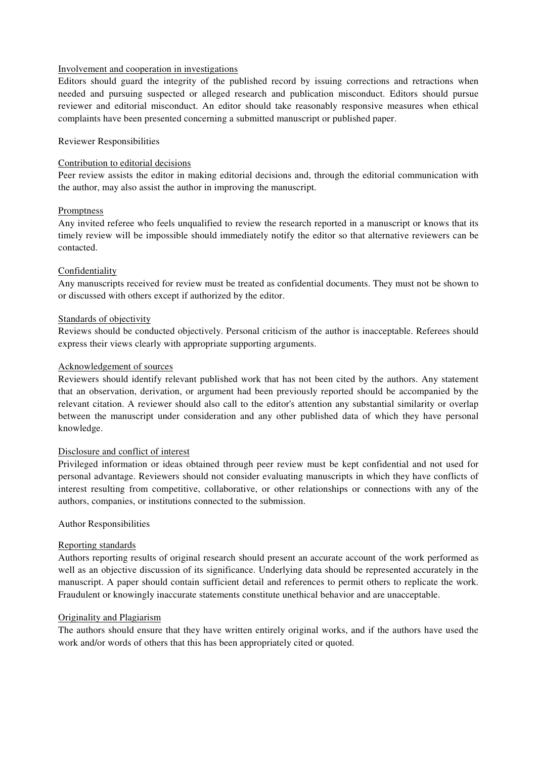### Involvement and cooperation in investigations

Editors should guard the integrity of the published record by issuing corrections and retractions when needed and pursuing suspected or alleged research and publication misconduct. Editors should pursue reviewer and editorial misconduct. An editor should take reasonably responsive measures when ethical complaints have been presented concerning a submitted manuscript or published paper.

## Reviewer Responsibilities

### Contribution to editorial decisions

Peer review assists the editor in making editorial decisions and, through the editorial communication with the author, may also assist the author in improving the manuscript.

### Promptness

Any invited referee who feels unqualified to review the research reported in a manuscript or knows that its timely review will be impossible should immediately notify the editor so that alternative reviewers can be contacted.

### Confidentiality

Any manuscripts received for review must be treated as confidential documents. They must not be shown to or discussed with others except if authorized by the editor.

### Standards of objectivity

Reviews should be conducted objectively. Personal criticism of the author is inacceptable. Referees should express their views clearly with appropriate supporting arguments.

### Acknowledgement of sources

Reviewers should identify relevant published work that has not been cited by the authors. Any statement that an observation, derivation, or argument had been previously reported should be accompanied by the relevant citation. A reviewer should also call to the editor's attention any substantial similarity or overlap between the manuscript under consideration and any other published data of which they have personal knowledge.

### Disclosure and conflict of interest

Privileged information or ideas obtained through peer review must be kept confidential and not used for personal advantage. Reviewers should not consider evaluating manuscripts in which they have conflicts of interest resulting from competitive, collaborative, or other relationships or connections with any of the authors, companies, or institutions connected to the submission.

## Author Responsibilities

### Reporting standards

Authors reporting results of original research should present an accurate account of the work performed as well as an objective discussion of its significance. Underlying data should be represented accurately in the manuscript. A paper should contain sufficient detail and references to permit others to replicate the work. Fraudulent or knowingly inaccurate statements constitute unethical behavior and are unacceptable.

### Originality and Plagiarism

The authors should ensure that they have written entirely original works, and if the authors have used the work and/or words of others that this has been appropriately cited or quoted.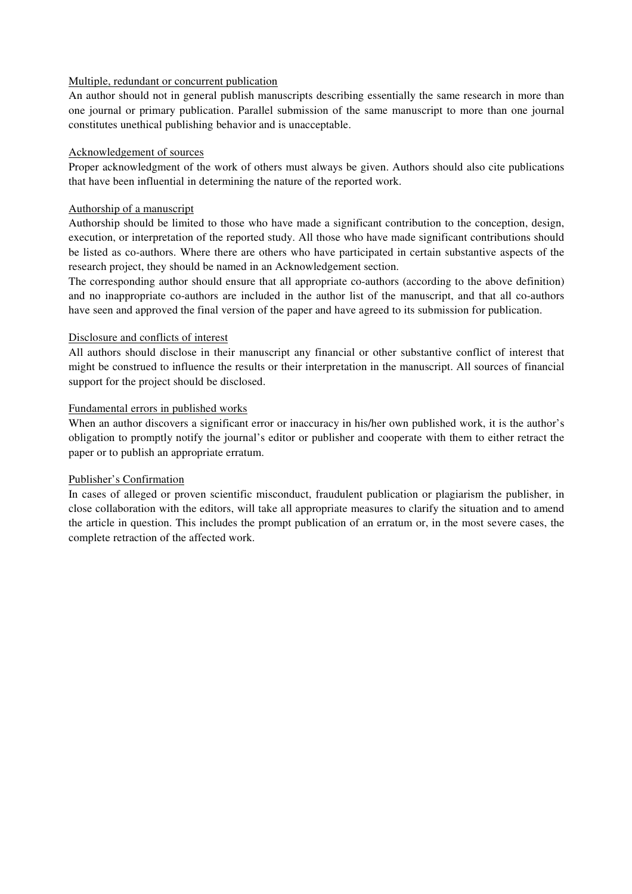Multiple, redundant or concurrent publication

An author should not in general publish manuscripts describing essentially the same research in more than one journal or primary publication. Parallel submission of the same manuscript to more than one journal constitutes unethical publishing behavior and is unacceptable.

Acknowledgement of sources

Proper acknowledgment of the work of others must always be given. Authors should also cite publications that have been influential in determining the nature of the reported work.

Authorship of a manuscript

Authorship should be limited to those who have made a significant contribution to the conception, design, execution, or interpretation of the reported study. All those who have made significant contributions should be listed as co-authors. Where there are others who have participated in certain substantive aspects of the research project, they should be named in an Acknowledgement section.

The corresponding author should ensure that all appropriate co-authors (according to the above definition) and no inappropriate co-authors are included in the author list of the manuscript, and that all co-authors have seen and approved the final version of the paper and have agreed to its submission for publication.

Disclosure and conflicts of interest

All authors should disclose in their manuscript any financial or other substantive conflict of interest that might be construed to influence the results or their interpretation in the manuscript. All sources of financial support for the project should be disclosed.

Fundamental errors in published works

When an author discovers a significant error or inaccuracy in his/her own published work, it is the author's obligation to promptly notify the journal's editor or publisher and cooperate with them to either retract the paper or to publish an appropriate erratum.

Publisher's Confirmation

In cases of alleged or proven scientific misconduct, fraudulent publication or plagiarism the publisher, in close collaboration with the editors, will take all appropriate measures to clarify the situation and to amend the article in question. This includes the prompt publication of an erratum or, in the most severe cases, the complete retraction of the affected work.